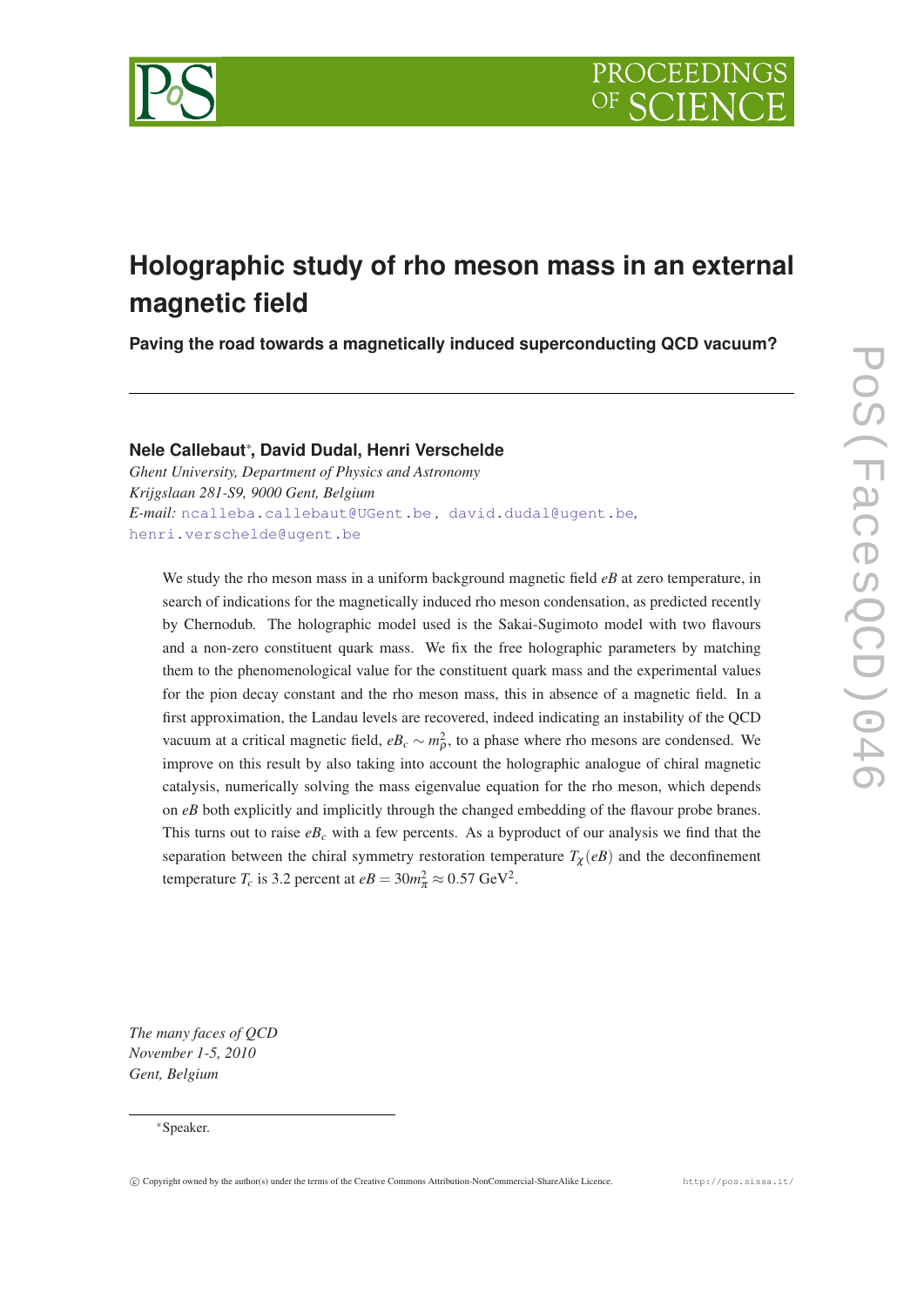# Holographic study of rho meson mass in an external magnetic field

**Paving the road towards a magnetically induced superconducting QCD vacuum?**

**Nele Callebaut[*], David Dudal, Henri Verschelde**

*Ghent University, Department of Physics and Astronomy*
*Krijgslaan 281-S9, 9000 Gent, Belgium*
*E-mail:* ncalleba.callebaut@UGent.be, david.dudal@ugent.be, henri.verschelde@ugent.be

We study the rho meson mass in a uniform background magnetic field $eB$ at zero temperature, in search of indications for the magnetically induced rho meson condensation, as predicted recently by Chernodub. The holographic model used is the Sakai-Sugimoto model with two flavours and a non-zero constituent quark mass. We fix the free holographic parameters by matching them to the phenomenological value for the constituent quark mass and the experimental values for the pion decay constant and the rho meson mass, this in absence of a magnetic field. In a first approximation, the Landau levels are recovered, indeed indicating an instability of the QCD vacuum at a critical magnetic field, $eB_c \sim m_\rho^2$, to a phase where rho mesons are condensed. We improve on this result by also taking into account the holographic analogue of chiral magnetic catalysis, numerically solving the mass eigenvalue equation for the rho meson, which depends on $eB$ both explicitly and implicitly through the changed embedding of the flavour probe branes. This turns out to raise $eB_c$ with a few percents. As a byproduct of our analysis we find that the separation between the chiral symmetry restoration temperature $T_\chi(eB)$ and the deconfinement temperature $T_c$ is 3.2 percent at $eB = 30m_\pi^2 \approx 0.57$ GeV$^2$.

*The many faces of QCD*
*November 1-5, 2010*
*Gent, Belgium*

[*]Speaker.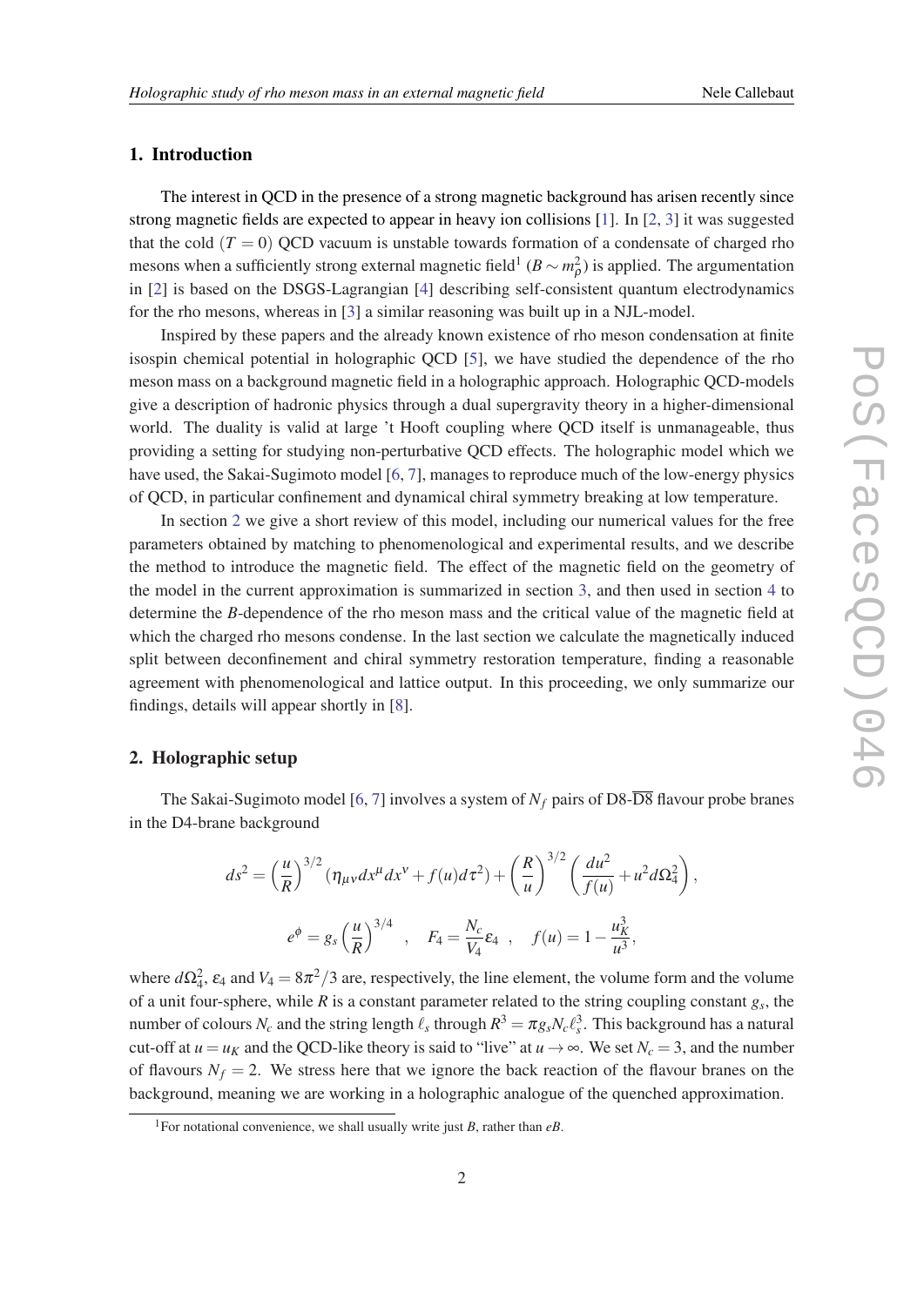## 1. Introduction

The interest in QCD in the presence of a strong magnetic background has arisen recently since strong magnetic fields are expected to appear in heavy ion collisions [1]. In [2, 3] it was suggested that the cold ($T = 0$) QCD vacuum is unstable towards formation of a condensate of charged rho mesons when a sufficiently strong external magnetic field[1] ($B \sim m_\rho^2$) is applied. The argumentation in [2] is based on the DSGS-Lagrangian [4] describing self-consistent quantum electrodynamics for the rho mesons, whereas in [3] a similar reasoning was built up in a NJL-model.

Inspired by these papers and the already known existence of rho meson condensation at finite isospin chemical potential in holographic QCD [5], we have studied the dependence of the rho meson mass on a background magnetic field in a holographic approach. Holographic QCD-models give a description of hadronic physics through a dual supergravity theory in a higher-dimensional world. The duality is valid at large 't Hooft coupling where QCD itself is unmanageable, thus providing a setting for studying non-perturbative QCD effects. The holographic model which we have used, the Sakai-Sugimoto model [6, 7], manages to reproduce much of the low-energy physics of QCD, in particular confinement and dynamical chiral symmetry breaking at low temperature.

In section 2 we give a short review of this model, including our numerical values for the free parameters obtained by matching to phenomenological and experimental results, and we describe the method to introduce the magnetic field. The effect of the magnetic field on the geometry of the model in the current approximation is summarized in section 3, and then used in section 4 to determine the $B$-dependence of the rho meson mass and the critical value of the magnetic field at which the charged rho mesons condense. In the last section we calculate the magnetically induced split between deconfinement and chiral symmetry restoration temperature, finding a reasonable agreement with phenomenological and lattice output. In this proceeding, we only summarize our findings, details will appear shortly in [8].

## 2. Holographic setup

The Sakai-Sugimoto model [6, 7] involves a system of $N_f$ pairs of D8-$\overline{\text{D8}}$ flavour probe branes in the D4-brane background

$$ds^2 = \left(\frac{u}{R}\right)^{3/2} \left(\eta_{\mu\nu} dx^\mu dx^\nu + f(u) d\tau^2\right) + \left(\frac{R}{u}\right)^{3/2} \left(\frac{du^2}{f(u)} + u^2 d\Omega_4^2\right),$$

$$e^\phi = g_s \left(\frac{u}{R}\right)^{3/4} \quad , \quad F_4 = \frac{N_c}{V_4} \varepsilon_4 \quad , \quad f(u) = 1 - \frac{u_K^3}{u^3},$$

where $d\Omega_4^2$, $\varepsilon_4$ and $V_4 = 8\pi^2/3$ are, respectively, the line element, the volume form and the volume of a unit four-sphere, while $R$ is a constant parameter related to the string coupling constant $g_s$, the number of colours $N_c$ and the string length $\ell_s$ through $R^3 = \pi g_s N_c \ell_s^3$. This background has a natural cut-off at $u = u_K$ and the QCD-like theory is said to "live" at $u \to \infty$. We set $N_c = 3$, and the number of flavours $N_f = 2$. We stress here that we ignore the back reaction of the flavour branes on the background, meaning we are working in a holographic analogue of the quenched approximation.

[1] For notational convenience, we shall usually write just $B$, rather than $eB$.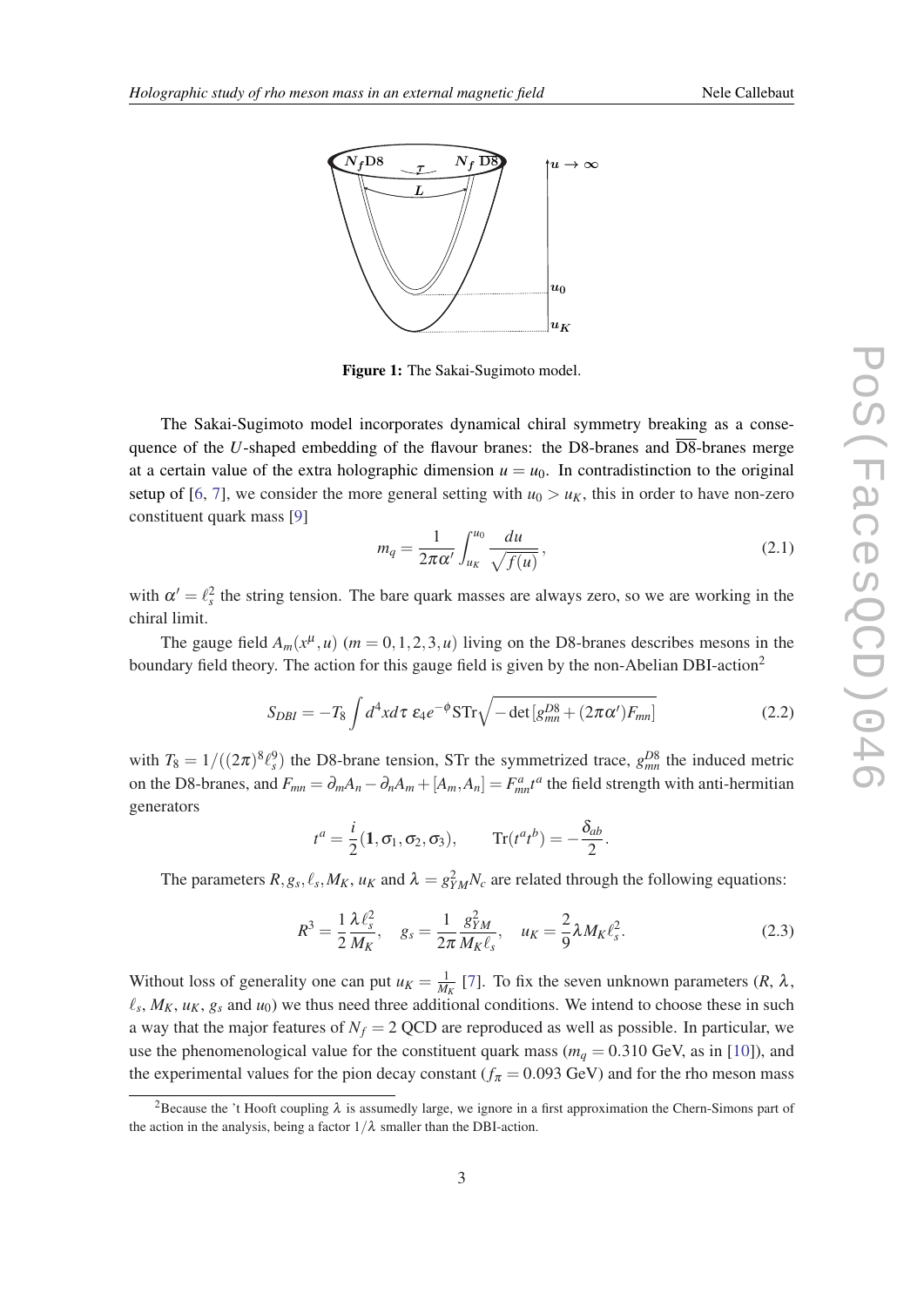Figure 1: The Sakai-Sugimoto model.

The Sakai-Sugimoto model incorporates dynamical chiral symmetry breaking as a consequence of the $U$-shaped embedding of the flavour branes: the D8-branes and $\overline{\text{D8}}$-branes merge at a certain value of the extra holographic dimension $u = u_0$. In contradistinction to the original setup of [6, 7], we consider the more general setting with $u_0 > u_K$, this in order to have non-zero constituent quark mass [9]

$$m_q = \frac{1}{2\pi\alpha'}\int_{u_K}^{u_0} \frac{du}{\sqrt{f(u)}}, \tag{2.1}$$

with $\alpha' = \ell_s^2$ the string tension. The bare quark masses are always zero, so we are working in the chiral limit.

The gauge field $A_m(x^\mu, u)$ ($m = 0,1,2,3,u$) living on the D8-branes describes mesons in the boundary field theory. The action for this gauge field is given by the non-Abelian DBI-action[2]

$$S_{DBI} = -T_8 \int d^4x d\tau \; \varepsilon_4 e^{-\phi} \text{STr}\sqrt{-\det\left[g_{mn}^{D8} + (2\pi\alpha')F_{mn}\right]} \tag{2.2}$$

with $T_8 = 1/((2\pi)^8 \ell_s^9)$ the D8-brane tension, STr the symmetrized trace, $g_{mn}^{D8}$ the induced metric on the D8-branes, and $F_{mn} = \partial_m A_n - \partial_n A_m + [A_m, A_n] = F_{mn}^a t^a$ the field strength with anti-hermitian generators

$$t^a = \frac{i}{2}(\mathbf{1}, \sigma_1, \sigma_2, \sigma_3), \qquad \text{Tr}(t^a t^b) = -\frac{\delta_{ab}}{2}.$$

The parameters $R, g_s, \ell_s, M_K, u_K$ and $\lambda = g_{YM}^2 N_c$ are related through the following equations:

$$R^3 = \frac{1}{2}\frac{\lambda \ell_s^2}{M_K}, \quad g_s = \frac{1}{2\pi}\frac{g_{YM}^2}{M_K \ell_s}, \quad u_K = \frac{2}{9}\lambda M_K \ell_s^2. \tag{2.3}$$

Without loss of generality one can put $u_K = \frac{1}{M_K}$ [7]. To fix the seven unknown parameters ($R$, $\lambda$, $\ell_s$, $M_K$, $u_K$, $g_s$ and $u_0$) we thus need three additional conditions. We intend to choose these in such a way that the major features of $N_f = 2$ QCD are reproduced as well as possible. In particular, we use the phenomenological value for the constituent quark mass ($m_q = 0.310$ GeV, as in [10]), and the experimental values for the pion decay constant ($f_\pi = 0.093$ GeV) and for the rho meson mass

[2] Because the 't Hooft coupling $\lambda$ is assumedly large, we ignore in a first approximation the Chern-Simons part of the action in the analysis, being a factor $1/\lambda$ smaller than the DBI-action.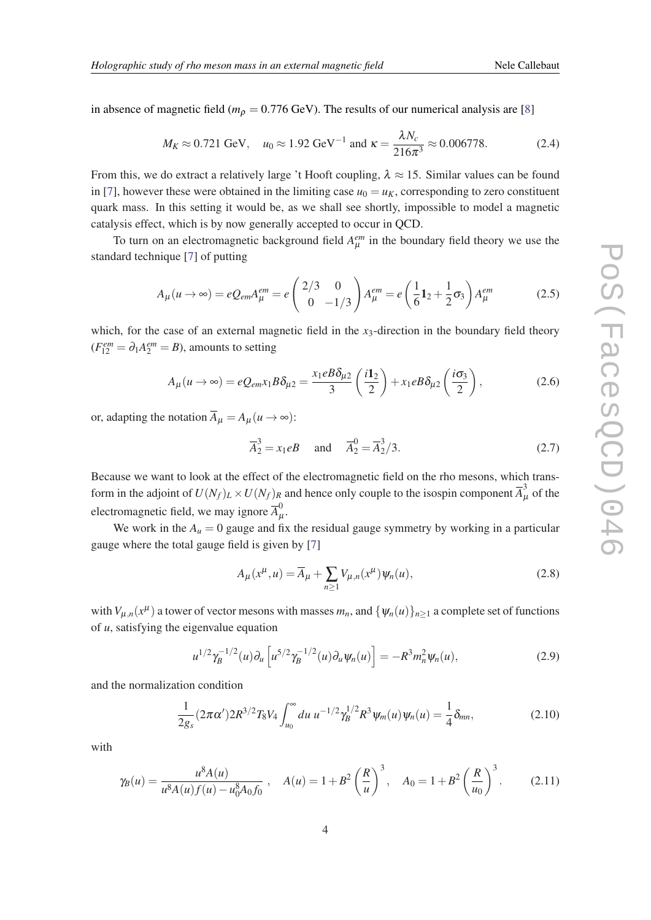in absence of magnetic field ($m_\rho = 0.776$ GeV). The results of our numerical analysis are [8]

$$M_K \approx 0.721 \text{ GeV}, \quad u_0 \approx 1.92 \text{ GeV}^{-1} \text{ and } \kappa = \frac{\lambda N_c}{216\pi^3} \approx 0.006778. \tag{2.4}$$

From this, we do extract a relatively large 't Hooft coupling, $\lambda \approx 15$. Similar values can be found in [7], however these were obtained in the limiting case $u_0 = u_K$, corresponding to zero constituent quark mass. In this setting it would be, as we shall see shortly, impossible to model a magnetic catalysis effect, which is by now generally accepted to occur in QCD.

To turn on an electromagnetic background field $A_\mu^{em}$ in the boundary field theory we use the standard technique [7] of putting

$$A_\mu(u \to \infty) = eQ_{em}A_\mu^{em} = e\begin{pmatrix} 2/3 & 0 \\ 0 & -1/3 \end{pmatrix} A_\mu^{em} = e\left(\frac{1}{6}\mathbf{1}_2 + \frac{1}{2}\sigma_3\right) A_\mu^{em} \tag{2.5}$$

which, for the case of an external magnetic field in the $x_3$-direction in the boundary field theory ($F_{12}^{em} = \partial_1 A_2^{em} = B$), amounts to setting

$$A_\mu(u \to \infty) = eQ_{em}x_1 B\delta_{\mu 2} = \frac{x_1 eB\delta_{\mu 2}}{3}\left(\frac{i\mathbf{1}_2}{2}\right) + x_1 eB\delta_{\mu 2}\left(\frac{i\sigma_3}{2}\right), \tag{2.6}$$

or, adapting the notation $\overline{A}_\mu = A_\mu(u \to \infty)$:

$$\overline{A}_2^3 = x_1 eB \quad \text{ and } \quad \overline{A}_2^0 = \overline{A}_2^3/3. \tag{2.7}$$

Because we want to look at the effect of the electromagnetic field on the rho mesons, which transform in the adjoint of $U(N_f)_L \times U(N_f)_R$ and hence only couple to the isospin component $\overline{A}_\mu^3$ of the electromagnetic field, we may ignore $\overline{A}_\mu^0$.

We work in the $A_u = 0$ gauge and fix the residual gauge symmetry by working in a particular gauge where the total gauge field is given by [7]

$$A_\mu(x^\mu, u) = \overline{A}_\mu + \sum_{n \geq 1} V_{\mu,n}(x^\mu)\psi_n(u), \tag{2.8}$$

with $V_{\mu,n}(x^\mu)$ a tower of vector mesons with masses $m_n$, and $\{\psi_n(u)\}_{n\geq 1}$ a complete set of functions of $u$, satisfying the eigenvalue equation

$$u^{1/2}\gamma_B^{-1/2}(u)\partial_u\left[u^{5/2}\gamma_B^{-1/2}(u)\partial_u\psi_n(u)\right] = -R^3 m_n^2\psi_n(u), \tag{2.9}$$

and the normalization condition

$$\frac{1}{2g_s}(2\pi\alpha')2R^{3/2}T_8V_4\int_{u_0}^\infty du\, u^{-1/2}\gamma_B^{1/2}R^3\psi_m(u)\psi_n(u) = \frac{1}{4}\delta_{mn}, \tag{2.10}$$

with

$$\gamma_B(u) = \frac{u^8 A(u)}{u^8 A(u) f(u) - u_0^8 A_0 f_0}, \quad A(u) = 1 + B^2\left(\frac{R}{u}\right)^3, \quad A_0 = 1 + B^2\left(\frac{R}{u_0}\right)^3. \tag{2.11}$$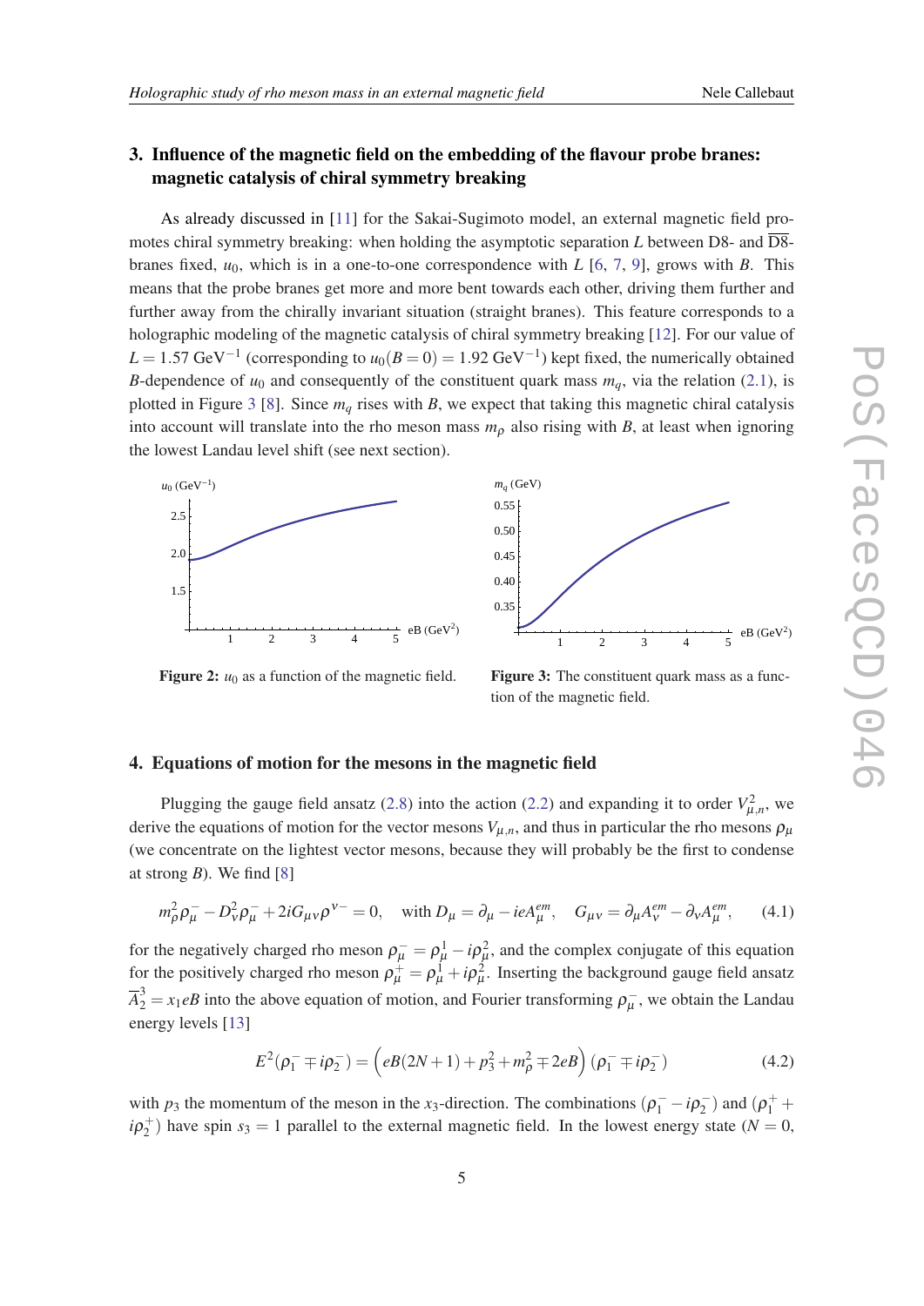## 3. Influence of the magnetic field on the embedding of the flavour probe branes: magnetic catalysis of chiral symmetry breaking

As already discussed in [11] for the Sakai-Sugimoto model, an external magnetic field promotes chiral symmetry breaking: when holding the asymptotic separation $L$ between D8- and $\overline{\text{D8}}$-branes fixed, $u_0$, which is in a one-to-one correspondence with $L$ [6, 7, 9], grows with $B$. This means that the probe branes get more and more bent towards each other, driving them further and further away from the chirally invariant situation (straight branes). This feature corresponds to a holographic modeling of the magnetic catalysis of chiral symmetry breaking [12]. For our value of $L = 1.57$ GeV$^{-1}$ (corresponding to $u_0(B=0) = 1.92$ GeV$^{-1}$) kept fixed, the numerically obtained $B$-dependence of $u_0$ and consequently of the constituent quark mass $m_q$, via the relation (2.1), is plotted in Figure 3 [8]. Since $m_q$ rises with $B$, we expect that taking this magnetic chiral catalysis into account will translate into the rho meson mass $m_\rho$ also rising with $B$, at least when ignoring the lowest Landau level shift (see next section).

**Figure 2:** $u_0$ as a function of the magnetic field.

**Figure 3:** The constituent quark mass as a function of the magnetic field.

## 4. Equations of motion for the mesons in the magnetic field

Plugging the gauge field ansatz (2.8) into the action (2.2) and expanding it to order $V_{\mu,n}^2$, we derive the equations of motion for the vector mesons $V_{\mu,n}$, and thus in particular the rho mesons $\rho_\mu$ (we concentrate on the lightest vector mesons, because they will probably be the first to condense at strong $B$). We find [8]

$$m_\rho^2 \rho_\mu^- - D_\nu^2 \rho_\mu^- + 2iG_{\mu\nu}\rho^{\nu-} = 0, \quad \text{with } D_\mu = \partial_\mu - ieA_\mu^{em}, \quad G_{\mu\nu} = \partial_\mu A_\nu^{em} - \partial_\nu A_\mu^{em}, \tag{4.1}$$

for the negatively charged rho meson $\rho_\mu^- = \rho_\mu^1 - i\rho_\mu^2$, and the complex conjugate of this equation for the positively charged rho meson $\rho_\mu^+ = \rho_\mu^1 + i\rho_\mu^2$. Inserting the background gauge field ansatz $\overline{A}_2^3 = x_1 eB$ into the above equation of motion, and Fourier transforming $\rho_\mu^-$, we obtain the Landau energy levels [13]

$$E^2(\rho_1^- \mp i\rho_2^-) = \left(eB(2N+1) + p_3^2 + m_\rho^2 \mp 2eB\right)(\rho_1^- \mp i\rho_2^-) \tag{4.2}$$

with $p_3$ the momentum of the meson in the $x_3$-direction. The combinations $(\rho_1^- - i\rho_2^-)$ and $(\rho_1^+ + i\rho_2^+)$ have spin $s_3 = 1$ parallel to the external magnetic field. In the lowest energy state ($N = 0$,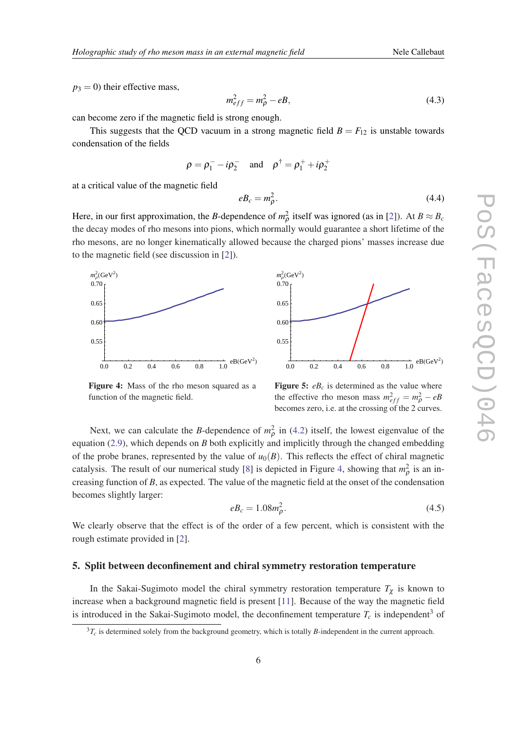$p_3 = 0$) their effective mass,

$$m_{eff}^2 = m_\rho^2 - eB, \tag{4.3}$$

can become zero if the magnetic field is strong enough.

This suggests that the QCD vacuum in a strong magnetic field $B = F_{12}$ is unstable towards condensation of the fields

$$\rho = \rho_1^- - i\rho_2^- \quad \text{and} \quad \rho^\dagger = \rho_1^+ + i\rho_2^+$$

at a critical value of the magnetic field

$$eB_c = m_\rho^2. \tag{4.4}$$

Here, in our first approximation, the $B$-dependence of $m_\rho^2$ itself was ignored (as in [2]). At $B \approx B_c$ the decay modes of rho mesons into pions, which normally would guarantee a short lifetime of the rho mesons, are no longer kinematically allowed because the charged pions' masses increase due to the magnetic field (see discussion in [2]).

**Figure 4:** Mass of the rho meson squared as a function of the magnetic field.

**Figure 5:** $eB_c$ is determined as the value where the effective rho meson mass $m_{eff}^2 = m_\rho^2 - eB$ becomes zero, i.e. at the crossing of the 2 curves.

Next, we can calculate the $B$-dependence of $m_\rho^2$ in (4.2) itself, the lowest eigenvalue of the equation (2.9), which depends on $B$ both explicitly and implicitly through the changed embedding of the probe branes, represented by the value of $u_0(B)$. This reflects the effect of chiral magnetic catalysis. The result of our numerical study [8] is depicted in Figure 4, showing that $m_\rho^2$ is an increasing function of $B$, as expected. The value of the magnetic field at the onset of the condensation becomes slightly larger:

$$eB_c = 1.08 m_\rho^2. \tag{4.5}$$

We clearly observe that the effect is of the order of a few percent, which is consistent with the rough estimate provided in [2].

## 5. Split between deconfinement and chiral symmetry restoration temperature

In the Sakai-Sugimoto model the chiral symmetry restoration temperature $T_\chi$ is known to increase when a background magnetic field is present [11]. Because of the way the magnetic field is introduced in the Sakai-Sugimoto model, the deconfinement temperature $T_c$ is independent[3] of

[3] $T_c$ is determined solely from the background geometry, which is totally $B$-independent in the current approach.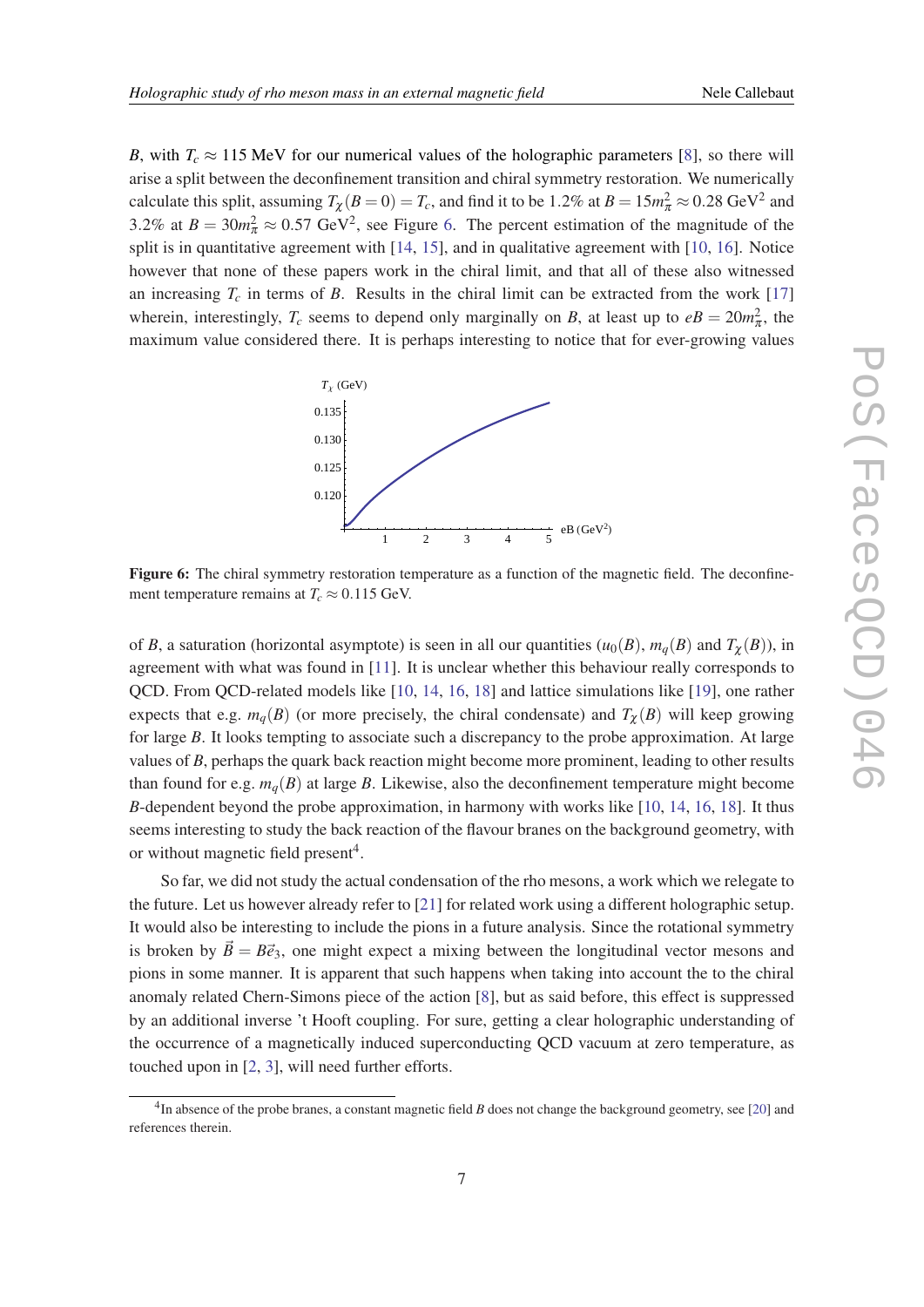$B$, with $T_c \approx 115$ MeV for our numerical values of the holographic parameters [8], so there will arise a split between the deconfinement transition and chiral symmetry restoration. We numerically calculate this split, assuming $T_\chi(B=0) = T_c$, and find it to be $1.2\%$ at $B = 15m_\pi^2 \approx 0.28$ GeV$^2$ and $3.2\%$ at $B = 30m_\pi^2 \approx 0.57$ GeV$^2$, see Figure 6. The percent estimation of the magnitude of the split is in quantitative agreement with [14, 15], and in qualitative agreement with [10, 16]. Notice however that none of these papers work in the chiral limit, and that all of these also witnessed an increasing $T_c$ in terms of $B$. Results in the chiral limit can be extracted from the work [17] wherein, interestingly, $T_c$ seems to depend only marginally on $B$, at least up to $eB = 20m_\pi^2$, the maximum value considered there. It is perhaps interesting to notice that for ever-growing values

**Figure 6:** The chiral symmetry restoration temperature as a function of the magnetic field. The deconfinement temperature remains at $T_c \approx 0.115$ GeV.

of $B$, a saturation (horizontal asymptote) is seen in all our quantities ($u_0(B)$, $m_q(B)$ and $T_\chi(B)$), in agreement with what was found in [11]. It is unclear whether this behaviour really corresponds to QCD. From QCD-related models like [10, 14, 16, 18] and lattice simulations like [19], one rather expects that e.g. $m_q(B)$ (or more precisely, the chiral condensate) and $T_\chi(B)$ will keep growing for large $B$. It looks tempting to associate such a discrepancy to the probe approximation. At large values of $B$, perhaps the quark back reaction might become more prominent, leading to other results than found for e.g. $m_q(B)$ at large $B$. Likewise, also the deconfinement temperature might become $B$-dependent beyond the probe approximation, in harmony with works like [10, 14, 16, 18]. It thus seems interesting to study the back reaction of the flavour branes on the background geometry, with or without magnetic field present[4].

So far, we did not study the actual condensation of the rho mesons, a work which we relegate to the future. Let us however already refer to [21] for related work using a different holographic setup. It would also be interesting to include the pions in a future analysis. Since the rotational symmetry is broken by $\vec{B} = B\vec{e}_3$, one might expect a mixing between the longitudinal vector mesons and pions in some manner. It is apparent that such happens when taking into account the to the chiral anomaly related Chern-Simons piece of the action [8], but as said before, this effect is suppressed by an additional inverse 't Hooft coupling. For sure, getting a clear holographic understanding of the occurrence of a magnetically induced superconducting QCD vacuum at zero temperature, as touched upon in [2, 3], will need further efforts.

[4]In absence of the probe branes, a constant magnetic field $B$ does not change the background geometry, see [20] and references therein.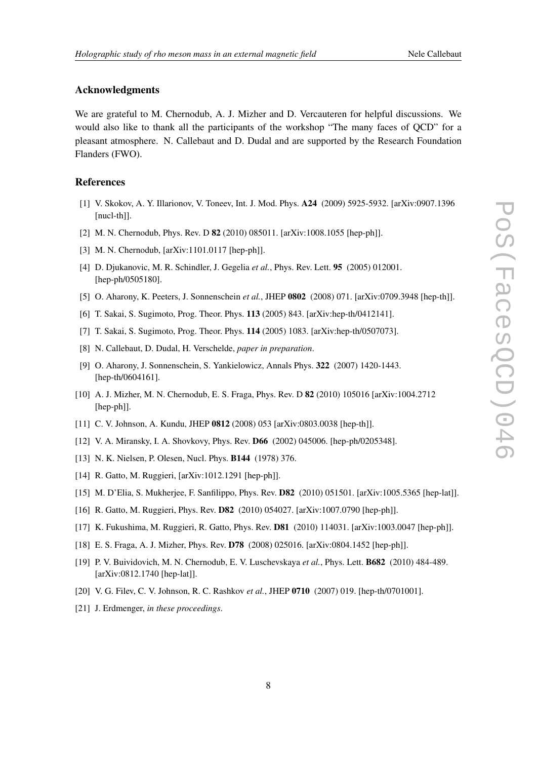## Acknowledgments

We are grateful to M. Chernodub, A. J. Mizher and D. Vercauteren for helpful discussions. We would also like to thank all the participants of the workshop "The many faces of QCD" for a pleasant atmosphere. N. Callebaut and D. Dudal and are supported by the Research Foundation Flanders (FWO).

## References

[1] V. Skokov, A. Y. Illarionov, V. Toneev, Int. J. Mod. Phys. **A24** (2009) 5925-5932. [arXiv:0907.1396 [nucl-th]].

[2] M. N. Chernodub, Phys. Rev. D **82** (2010) 085011. [arXiv:1008.1055 [hep-ph]].

[3] M. N. Chernodub, [arXiv:1101.0117 [hep-ph]].

[4] D. Djukanovic, M. R. Schindler, J. Gegelia *et al.*, Phys. Rev. Lett. **95** (2005) 012001. [hep-ph/0505180].

[5] O. Aharony, K. Peeters, J. Sonnenschein *et al.*, JHEP **0802** (2008) 071. [arXiv:0709.3948 [hep-th]].

[6] T. Sakai, S. Sugimoto, Prog. Theor. Phys. **113** (2005) 843. [arXiv:hep-th/0412141].

[7] T. Sakai, S. Sugimoto, Prog. Theor. Phys. **114** (2005) 1083. [arXiv:hep-th/0507073].

[8] N. Callebaut, D. Dudal, H. Verschelde, *paper in preparation*.

[9] O. Aharony, J. Sonnenschein, S. Yankielowicz, Annals Phys. **322** (2007) 1420-1443. [hep-th/0604161].

[10] A. J. Mizher, M. N. Chernodub, E. S. Fraga, Phys. Rev. D **82** (2010) 105016 [arXiv:1004.2712 [hep-ph]].

[11] C. V. Johnson, A. Kundu, JHEP **0812** (2008) 053 [arXiv:0803.0038 [hep-th]].

[12] V. A. Miransky, I. A. Shovkovy, Phys. Rev. **D66** (2002) 045006. [hep-ph/0205348].

[13] N. K. Nielsen, P. Olesen, Nucl. Phys. **B144** (1978) 376.

[14] R. Gatto, M. Ruggieri, [arXiv:1012.1291 [hep-ph]].

[15] M. D'Elia, S. Mukherjee, F. Sanfilippo, Phys. Rev. **D82** (2010) 051501. [arXiv:1005.5365 [hep-lat]].

[16] R. Gatto, M. Ruggieri, Phys. Rev. **D82** (2010) 054027. [arXiv:1007.0790 [hep-ph]].

[17] K. Fukushima, M. Ruggieri, R. Gatto, Phys. Rev. **D81** (2010) 114031. [arXiv:1003.0047 [hep-ph]].

[18] E. S. Fraga, A. J. Mizher, Phys. Rev. **D78** (2008) 025016. [arXiv:0804.1452 [hep-ph]].

[19] P. V. Buividovich, M. N. Chernodub, E. V. Luschevskaya *et al.*, Phys. Lett. **B682** (2010) 484-489. [arXiv:0812.1740 [hep-lat]].

[20] V. G. Filev, C. V. Johnson, R. C. Rashkov *et al.*, JHEP **0710** (2007) 019. [hep-th/0701001].

[21] J. Erdmenger, *in these proceedings*.